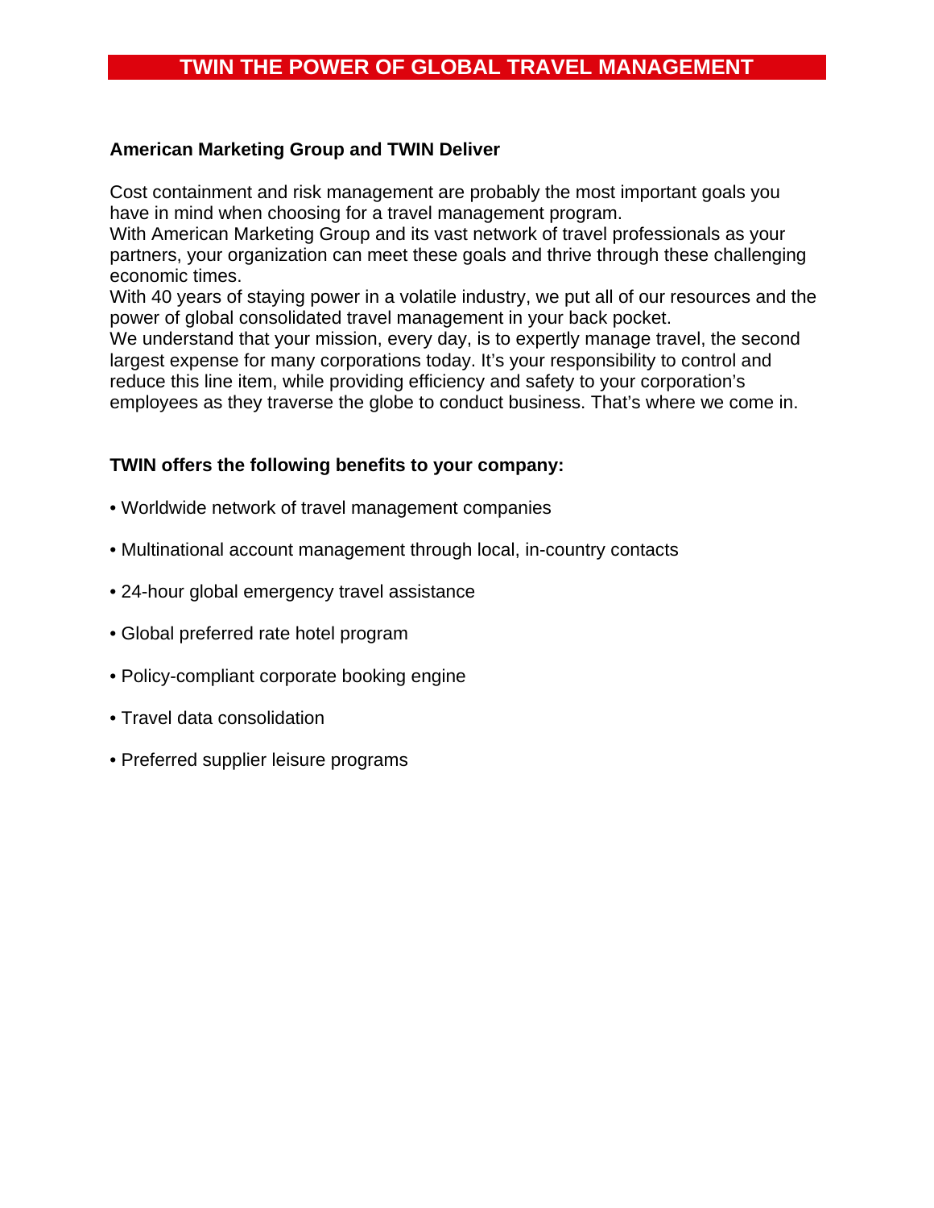# TWIN THE POWER OF GLOBAL TRAVEL MANAGEMENT

**American Marketing Group and TWIN Deliver**

Cost containment and risk management are probably the most important goals you have in mind when choosing for a travel management program.
With American Marketing Group and its vast network of travel professionals as your partners, your organization can meet these goals and thrive through these challenging economic times.
With 40 years of staying power in a volatile industry, we put all of our resources and the power of global consolidated travel management in your back pocket.
We understand that your mission, every day, is to expertly manage travel, the second largest expense for many corporations today. It's your responsibility to control and reduce this line item, while providing efficiency and safety to your corporation's employees as they traverse the globe to conduct business. That's where we come in.

**TWIN offers the following benefits to your company:**

- Worldwide network of travel management companies
- Multinational account management through local, in-country contacts
- 24-hour global emergency travel assistance
- Global preferred rate hotel program
- Policy-compliant corporate booking engine
- Travel data consolidation
- Preferred supplier leisure programs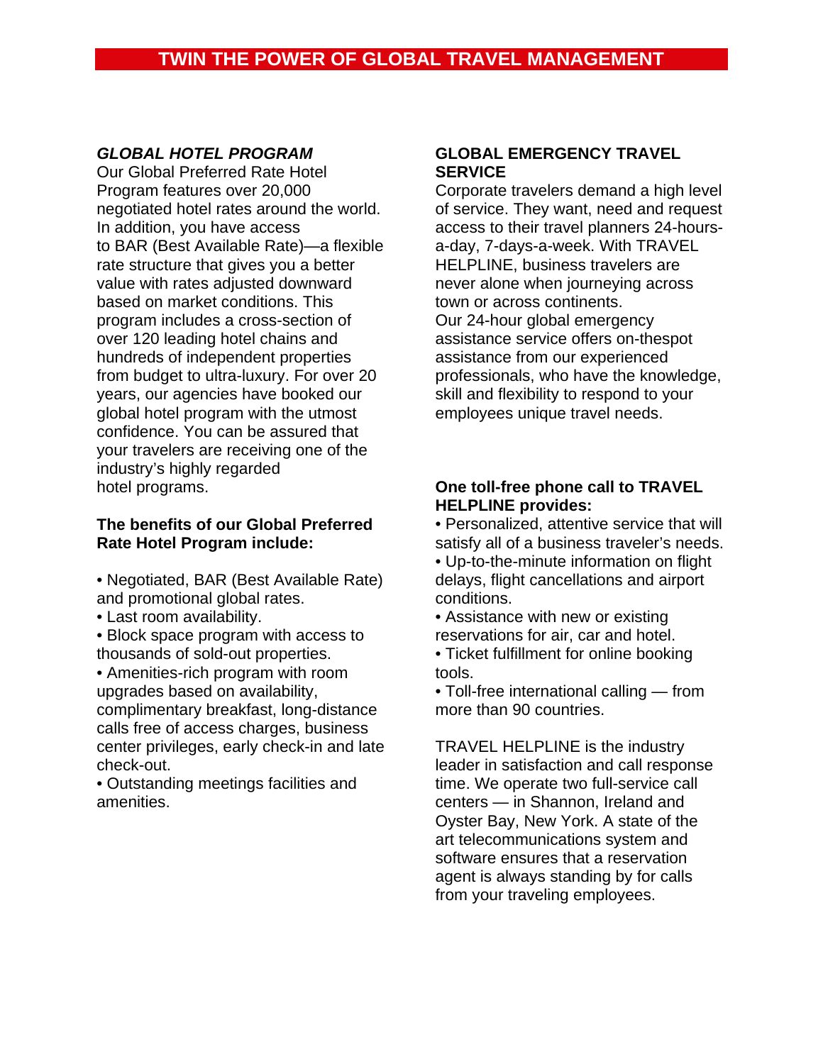# TWIN THE POWER OF GLOBAL TRAVEL MANAGEMENT

## *GLOBAL HOTEL PROGRAM*

Our Global Preferred Rate Hotel Program features over 20,000 negotiated hotel rates around the world. In addition, you have access to BAR (Best Available Rate)—a flexible rate structure that gives you a better value with rates adjusted downward based on market conditions. This program includes a cross-section of over 120 leading hotel chains and hundreds of independent properties from budget to ultra-luxury. For over 20 years, our agencies have booked our global hotel program with the utmost confidence. You can be assured that your travelers are receiving one of the industry's highly regarded hotel programs.

**The benefits of our Global Preferred Rate Hotel Program include:**

- Negotiated, BAR (Best Available Rate) and promotional global rates.
- Last room availability.
- Block space program with access to thousands of sold-out properties.
- Amenities-rich program with room upgrades based on availability, complimentary breakfast, long-distance calls free of access charges, business center privileges, early check-in and late check-out.
- Outstanding meetings facilities and amenities.

## GLOBAL EMERGENCY TRAVEL SERVICE

Corporate travelers demand a high level of service. They want, need and request access to their travel planners 24-hours-a-day, 7-days-a-week. With TRAVEL HELPLINE, business travelers are never alone when journeying across town or across continents.
Our 24-hour global emergency assistance service offers on-thespot assistance from our experienced professionals, who have the knowledge, skill and flexibility to respond to your employees unique travel needs.

**One toll-free phone call to TRAVEL HELPLINE provides:**

- Personalized, attentive service that will satisfy all of a business traveler's needs.
- Up-to-the-minute information on flight delays, flight cancellations and airport conditions.
- Assistance with new or existing reservations for air, car and hotel.
- Ticket fulfillment for online booking tools.
- Toll-free international calling — from more than 90 countries.

TRAVEL HELPLINE is the industry leader in satisfaction and call response time. We operate two full-service call centers — in Shannon, Ireland and Oyster Bay, New York. A state of the art telecommunications system and software ensures that a reservation agent is always standing by for calls from your traveling employees.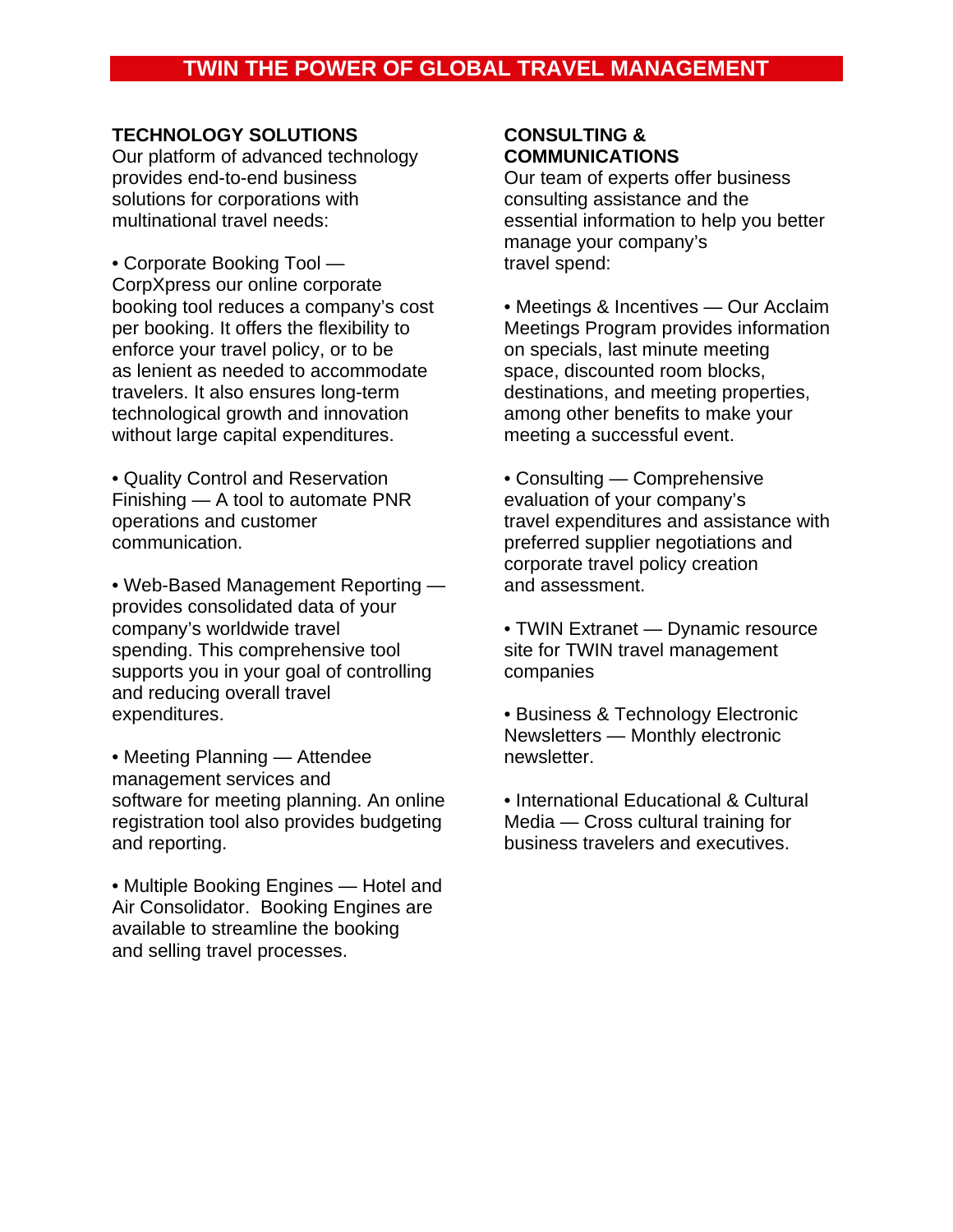# TWIN THE POWER OF GLOBAL TRAVEL MANAGEMENT

## TECHNOLOGY SOLUTIONS

Our platform of advanced technology provides end-to-end business solutions for corporations with multinational travel needs:

• Corporate Booking Tool — CorpXpress our online corporate booking tool reduces a company's cost per booking. It offers the flexibility to enforce your travel policy, or to be as lenient as needed to accommodate travelers. It also ensures long-term technological growth and innovation without large capital expenditures.

• Quality Control and Reservation Finishing — A tool to automate PNR operations and customer communication.

• Web-Based Management Reporting — provides consolidated data of your company's worldwide travel spending. This comprehensive tool supports you in your goal of controlling and reducing overall travel expenditures.

• Meeting Planning — Attendee management services and software for meeting planning. An online registration tool also provides budgeting and reporting.

• Multiple Booking Engines — Hotel and Air Consolidator. Booking Engines are available to streamline the booking and selling travel processes.

## CONSULTING & COMMUNICATIONS

Our team of experts offer business consulting assistance and the essential information to help you better manage your company's travel spend:

• Meetings & Incentives — Our Acclaim Meetings Program provides information on specials, last minute meeting space, discounted room blocks, destinations, and meeting properties, among other benefits to make your meeting a successful event.

• Consulting — Comprehensive evaluation of your company's travel expenditures and assistance with preferred supplier negotiations and corporate travel policy creation and assessment.

• TWIN Extranet — Dynamic resource site for TWIN travel management companies

• Business & Technology Electronic Newsletters — Monthly electronic newsletter.

• International Educational & Cultural Media — Cross cultural training for business travelers and executives.